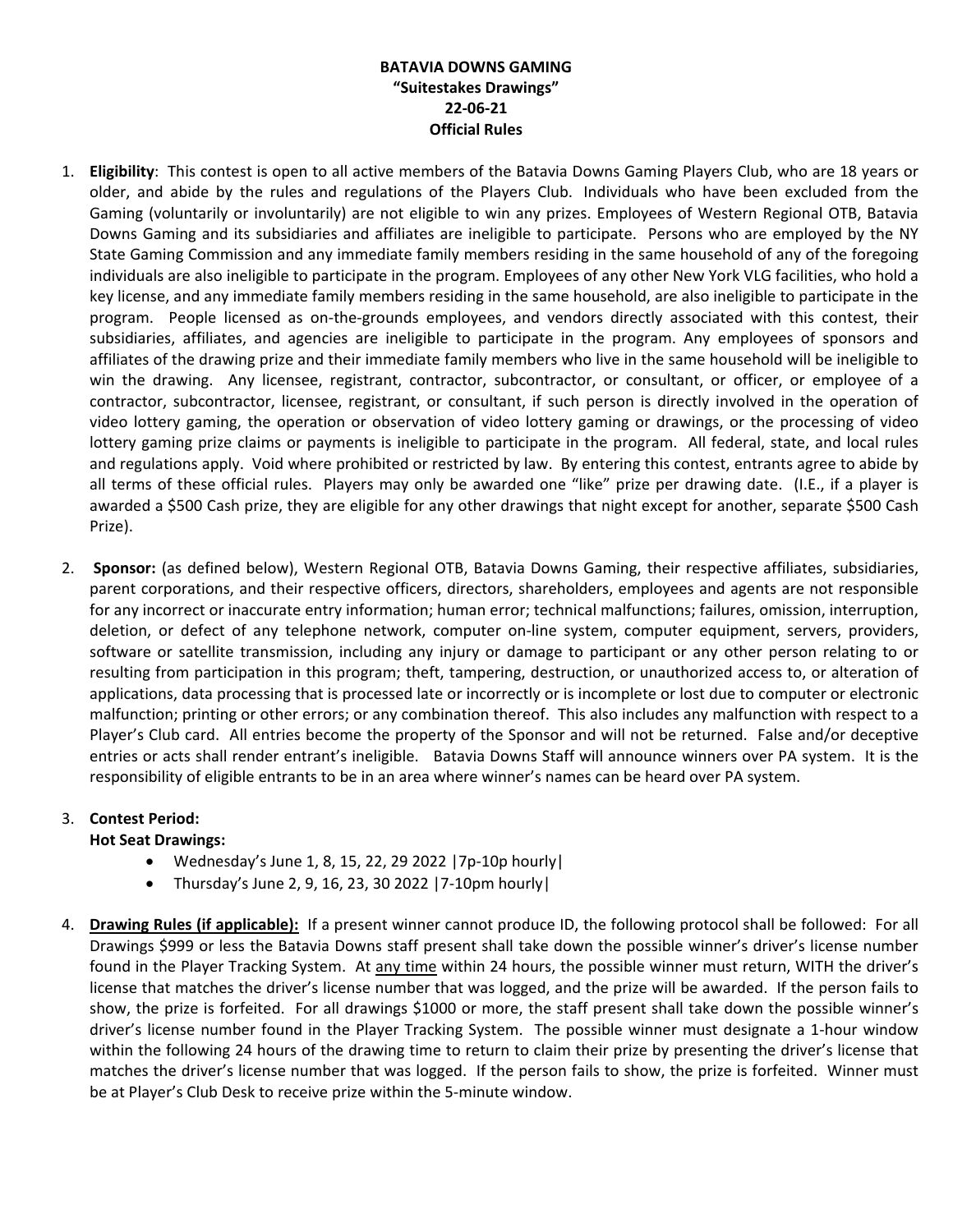**BATAVIA DOWNS GAMING**
**"Suitestakes Drawings"**
**22-06-21**
**Official Rules**

1. **Eligibility**: This contest is open to all active members of the Batavia Downs Gaming Players Club, who are 18 years or older, and abide by the rules and regulations of the Players Club. Individuals who have been excluded from the Gaming (voluntarily or involuntarily) are not eligible to win any prizes. Employees of Western Regional OTB, Batavia Downs Gaming and its subsidiaries and affiliates are ineligible to participate. Persons who are employed by the NY State Gaming Commission and any immediate family members residing in the same household of any of the foregoing individuals are also ineligible to participate in the program. Employees of any other New York VLG facilities, who hold a key license, and any immediate family members residing in the same household, are also ineligible to participate in the program. People licensed as on-the-grounds employees, and vendors directly associated with this contest, their subsidiaries, affiliates, and agencies are ineligible to participate in the program. Any employees of sponsors and affiliates of the drawing prize and their immediate family members who live in the same household will be ineligible to win the drawing. Any licensee, registrant, contractor, subcontractor, or consultant, or officer, or employee of a contractor, subcontractor, licensee, registrant, or consultant, if such person is directly involved in the operation of video lottery gaming, the operation or observation of video lottery gaming or drawings, or the processing of video lottery gaming prize claims or payments is ineligible to participate in the program. All federal, state, and local rules and regulations apply. Void where prohibited or restricted by law. By entering this contest, entrants agree to abide by all terms of these official rules. Players may only be awarded one "like" prize per drawing date. (I.E., if a player is awarded a $500 Cash prize, they are eligible for any other drawings that night except for another, separate $500 Cash Prize).

2. **Sponsor:** (as defined below), Western Regional OTB, Batavia Downs Gaming, their respective affiliates, subsidiaries, parent corporations, and their respective officers, directors, shareholders, employees and agents are not responsible for any incorrect or inaccurate entry information; human error; technical malfunctions; failures, omission, interruption, deletion, or defect of any telephone network, computer on-line system, computer equipment, servers, providers, software or satellite transmission, including any injury or damage to participant or any other person relating to or resulting from participation in this program; theft, tampering, destruction, or unauthorized access to, or alteration of applications, data processing that is processed late or incorrectly or is incomplete or lost due to computer or electronic malfunction; printing or other errors; or any combination thereof. This also includes any malfunction with respect to a Player's Club card. All entries become the property of the Sponsor and will not be returned. False and/or deceptive entries or acts shall render entrant's ineligible. Batavia Downs Staff will announce winners over PA system. It is the responsibility of eligible entrants to be in an area where winner's names can be heard over PA system.

3. **Contest Period:**
   **Hot Seat Drawings:**
   - Wednesday's June 1, 8, 15, 22, 29 2022 |7p-10p hourly|
   - Thursday's June 2, 9, 16, 23, 30 2022 |7-10pm hourly|

4. **Drawing Rules (if applicable):** If a present winner cannot produce ID, the following protocol shall be followed: For all Drawings $999 or less the Batavia Downs staff present shall take down the possible winner's driver's license number found in the Player Tracking System. At any time within 24 hours, the possible winner must return, WITH the driver's license that matches the driver's license number that was logged, and the prize will be awarded. If the person fails to show, the prize is forfeited. For all drawings $1000 or more, the staff present shall take down the possible winner's driver's license number found in the Player Tracking System. The possible winner must designate a 1-hour window within the following 24 hours of the drawing time to return to claim their prize by presenting the driver's license that matches the driver's license number that was logged. If the person fails to show, the prize is forfeited. Winner must be at Player's Club Desk to receive prize within the 5-minute window.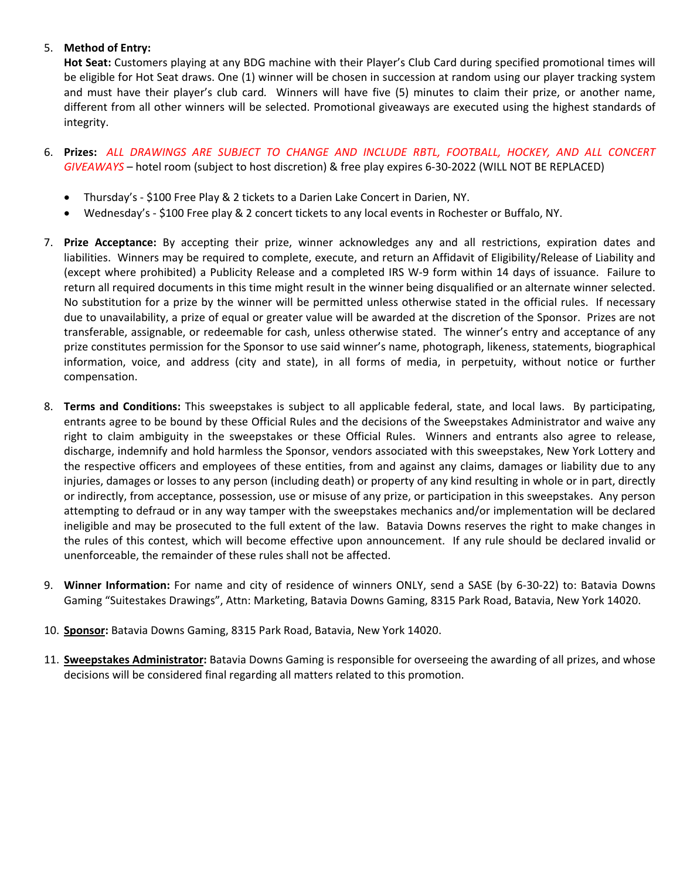5. **Method of Entry:**
   **Hot Seat:** Customers playing at any BDG machine with their Player's Club Card during specified promotional times will be eligible for Hot Seat draws. One (1) winner will be chosen in succession at random using our player tracking system and must have their player's club card. Winners will have five (5) minutes to claim their prize, or another name, different from all other winners will be selected. Promotional giveaways are executed using the highest standards of integrity.

6. **Prizes:** *ALL DRAWINGS ARE SUBJECT TO CHANGE AND INCLUDE RBTL, FOOTBALL, HOCKEY, AND ALL CONCERT GIVEAWAYS* – hotel room (subject to host discretion) & free play expires 6-30-2022 (WILL NOT BE REPLACED)

   - Thursday's - $100 Free Play & 2 tickets to a Darien Lake Concert in Darien, NY.
   - Wednesday's - $100 Free play & 2 concert tickets to any local events in Rochester or Buffalo, NY.

7. **Prize Acceptance:** By accepting their prize, winner acknowledges any and all restrictions, expiration dates and liabilities. Winners may be required to complete, execute, and return an Affidavit of Eligibility/Release of Liability and (except where prohibited) a Publicity Release and a completed IRS W-9 form within 14 days of issuance. Failure to return all required documents in this time might result in the winner being disqualified or an alternate winner selected. No substitution for a prize by the winner will be permitted unless otherwise stated in the official rules. If necessary due to unavailability, a prize of equal or greater value will be awarded at the discretion of the Sponsor. Prizes are not transferable, assignable, or redeemable for cash, unless otherwise stated. The winner's entry and acceptance of any prize constitutes permission for the Sponsor to use said winner's name, photograph, likeness, statements, biographical information, voice, and address (city and state), in all forms of media, in perpetuity, without notice or further compensation.

8. **Terms and Conditions:** This sweepstakes is subject to all applicable federal, state, and local laws. By participating, entrants agree to be bound by these Official Rules and the decisions of the Sweepstakes Administrator and waive any right to claim ambiguity in the sweepstakes or these Official Rules. Winners and entrants also agree to release, discharge, indemnify and hold harmless the Sponsor, vendors associated with this sweepstakes, New York Lottery and the respective officers and employees of these entities, from and against any claims, damages or liability due to any injuries, damages or losses to any person (including death) or property of any kind resulting in whole or in part, directly or indirectly, from acceptance, possession, use or misuse of any prize, or participation in this sweepstakes. Any person attempting to defraud or in any way tamper with the sweepstakes mechanics and/or implementation will be declared ineligible and may be prosecuted to the full extent of the law. Batavia Downs reserves the right to make changes in the rules of this contest, which will become effective upon announcement. If any rule should be declared invalid or unenforceable, the remainder of these rules shall not be affected.

9. **Winner Information:** For name and city of residence of winners ONLY, send a SASE (by 6-30-22) to: Batavia Downs Gaming "Suitestakes Drawings", Attn: Marketing, Batavia Downs Gaming, 8315 Park Road, Batavia, New York 14020.

10. **Sponsor:** Batavia Downs Gaming, 8315 Park Road, Batavia, New York 14020.

11. **Sweepstakes Administrator:** Batavia Downs Gaming is responsible for overseeing the awarding of all prizes, and whose decisions will be considered final regarding all matters related to this promotion.